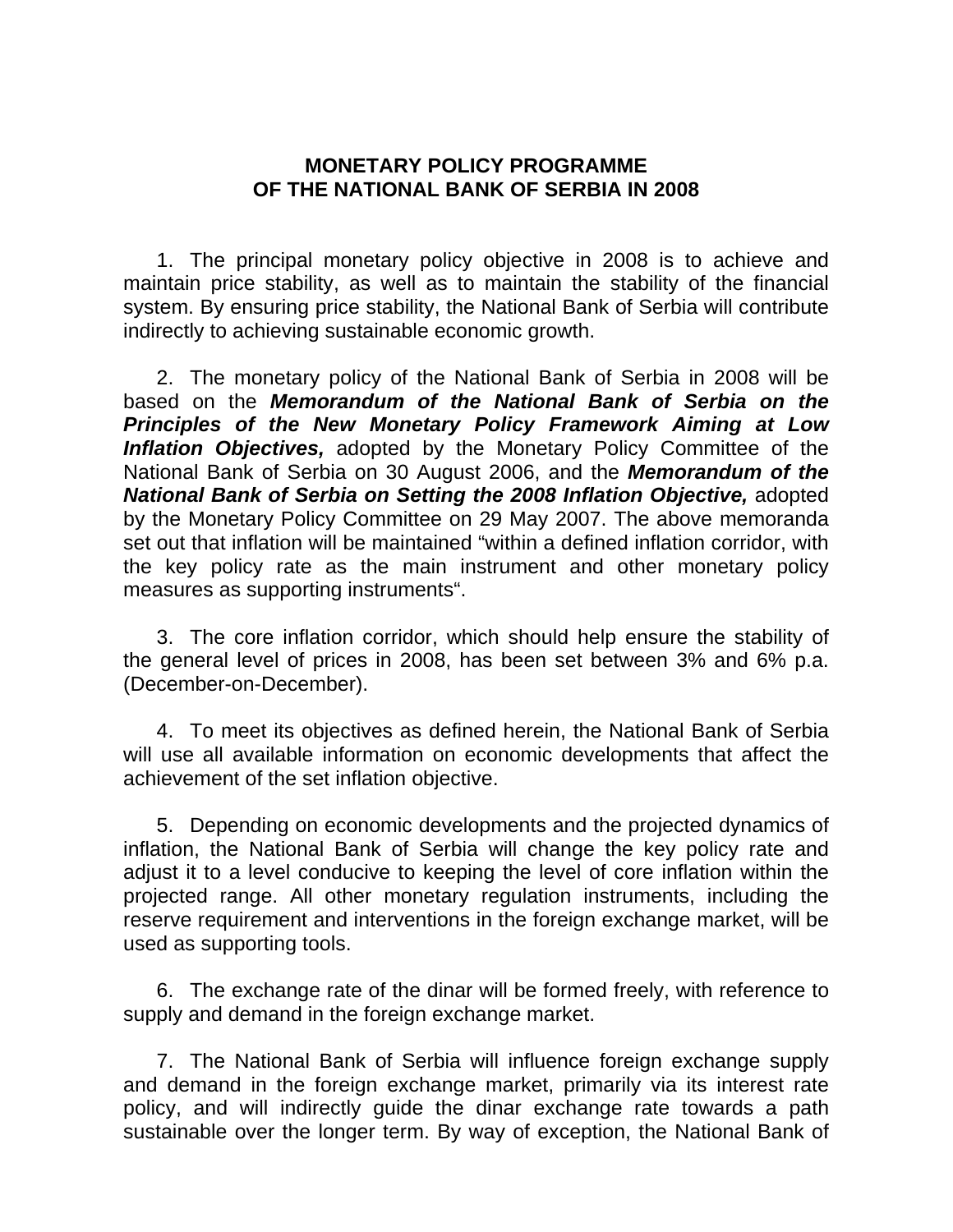# MONETARY POLICY PROGRAMME OF THE NATIONAL BANK OF SERBIA IN 2008

1. The principal monetary policy objective in 2008 is to achieve and maintain price stability, as well as to maintain the stability of the financial system. By ensuring price stability, the National Bank of Serbia will contribute indirectly to achieving sustainable economic growth.

2. The monetary policy of the National Bank of Serbia in 2008 will be based on the ***Memorandum of the National Bank of Serbia on the Principles of the New Monetary Policy Framework Aiming at Low Inflation Objectives,*** adopted by the Monetary Policy Committee of the National Bank of Serbia on 30 August 2006, and the ***Memorandum of the National Bank of Serbia on Setting the 2008 Inflation Objective,*** adopted by the Monetary Policy Committee on 29 May 2007. The above memoranda set out that inflation will be maintained "within a defined inflation corridor, with the key policy rate as the main instrument and other monetary policy measures as supporting instruments".

3. The core inflation corridor, which should help ensure the stability of the general level of prices in 2008, has been set between 3% and 6% p.a. (December-on-December).

4. To meet its objectives as defined herein, the National Bank of Serbia will use all available information on economic developments that affect the achievement of the set inflation objective.

5. Depending on economic developments and the projected dynamics of inflation, the National Bank of Serbia will change the key policy rate and adjust it to a level conducive to keeping the level of core inflation within the projected range. All other monetary regulation instruments, including the reserve requirement and interventions in the foreign exchange market, will be used as supporting tools.

6. The exchange rate of the dinar will be formed freely, with reference to supply and demand in the foreign exchange market.

7. The National Bank of Serbia will influence foreign exchange supply and demand in the foreign exchange market, primarily via its interest rate policy, and will indirectly guide the dinar exchange rate towards a path sustainable over the longer term. By way of exception, the National Bank of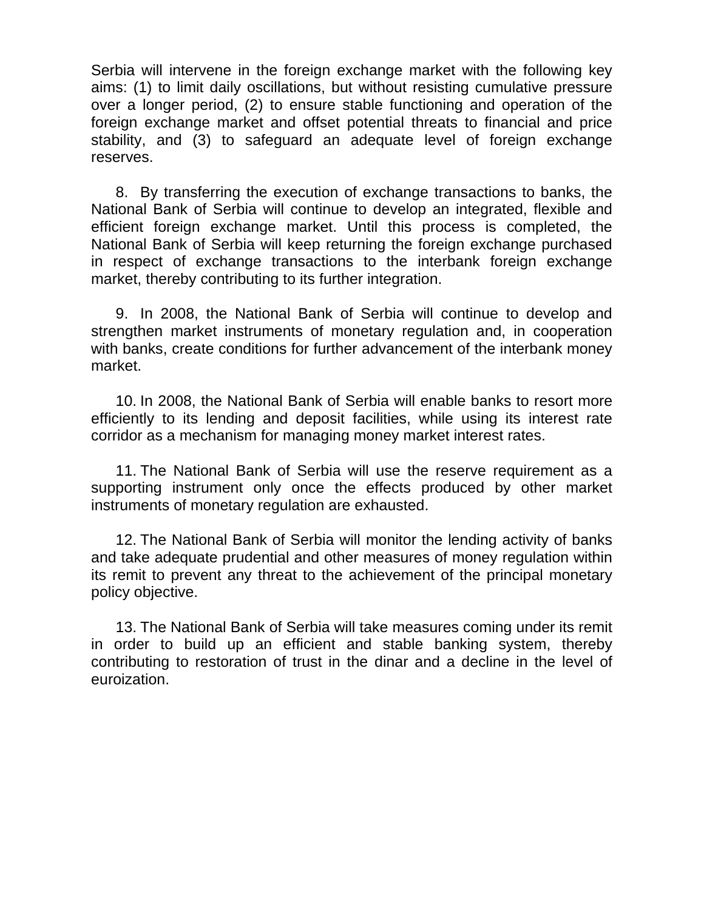Serbia will intervene in the foreign exchange market with the following key aims: (1) to limit daily oscillations, but without resisting cumulative pressure over a longer period, (2) to ensure stable functioning and operation of the foreign exchange market and offset potential threats to financial and price stability, and (3) to safeguard an adequate level of foreign exchange reserves.

8. By transferring the execution of exchange transactions to banks, the National Bank of Serbia will continue to develop an integrated, flexible and efficient foreign exchange market. Until this process is completed, the National Bank of Serbia will keep returning the foreign exchange purchased in respect of exchange transactions to the interbank foreign exchange market, thereby contributing to its further integration.

9. In 2008, the National Bank of Serbia will continue to develop and strengthen market instruments of monetary regulation and, in cooperation with banks, create conditions for further advancement of the interbank money market.

10. In 2008, the National Bank of Serbia will enable banks to resort more efficiently to its lending and deposit facilities, while using its interest rate corridor as a mechanism for managing money market interest rates.

11. The National Bank of Serbia will use the reserve requirement as a supporting instrument only once the effects produced by other market instruments of monetary regulation are exhausted.

12. The National Bank of Serbia will monitor the lending activity of banks and take adequate prudential and other measures of money regulation within its remit to prevent any threat to the achievement of the principal monetary policy objective.

13. The National Bank of Serbia will take measures coming under its remit in order to build up an efficient and stable banking system, thereby contributing to restoration of trust in the dinar and a decline in the level of euroization.